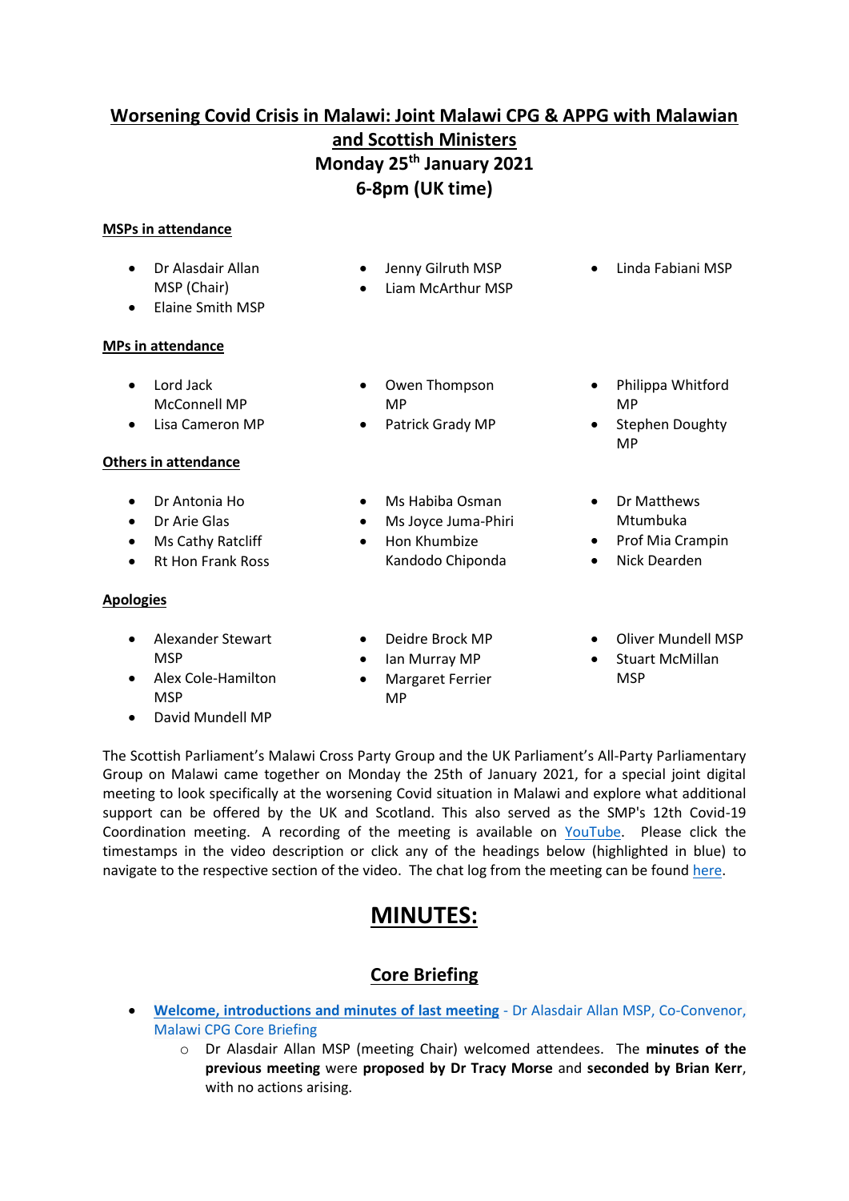# Worsening Covid Crisis in Malawi: Joint Malawi CPG & APPG with Malawian and Scottish Ministers

**Monday 25th January 2021**

**6-8pm (UK time)**

**MSPs in attendance**

- Dr Alasdair Allan MSP (Chair)
- Elaine Smith MSP
- Jenny Gilruth MSP
- Liam McArthur MSP
- Linda Fabiani MSP

**MPs in attendance**

- Lord Jack McConnell MP
- Lisa Cameron MP
- Owen Thompson MP
- Patrick Grady MP
- Philippa Whitford MP
- Stephen Doughty MP

**Others in attendance**

- Dr Antonia Ho
- Dr Arie Glas
- Ms Cathy Ratcliff
- Rt Hon Frank Ross
- Ms Habiba Osman
- Ms Joyce Juma-Phiri
- Hon Khumbize Kandodo Chiponda
- Dr Matthews Mtumbuka
- Prof Mia Crampin
- Nick Dearden

**Apologies**

- Alexander Stewart MSP
- Alex Cole-Hamilton MSP
- David Mundell MP
- Deidre Brock MP
- Ian Murray MP
- Margaret Ferrier MP
- Oliver Mundell MSP
- Stuart McMillan MSP

The Scottish Parliament's Malawi Cross Party Group and the UK Parliament's All-Party Parliamentary Group on Malawi came together on Monday the 25th of January 2021, for a special joint digital meeting to look specifically at the worsening Covid situation in Malawi and explore what additional support can be offered by the UK and Scotland. This also served as the SMP's 12th Covid-19 Coordination meeting. A recording of the meeting is available on YouTube. Please click the timestamps in the video description or click any of the headings below (highlighted in blue) to navigate to the respective section of the video. The chat log from the meeting can be found here.

# MINUTES:

## Core Briefing

- **Welcome, introductions and minutes of last meeting** - Dr Alasdair Allan MSP, Co-Convenor, Malawi CPG Core Briefing
  - Dr Alasdair Allan MSP (meeting Chair) welcomed attendees. The **minutes of the previous meeting** were **proposed by Dr Tracy Morse** and **seconded by Brian Kerr**, with no actions arising.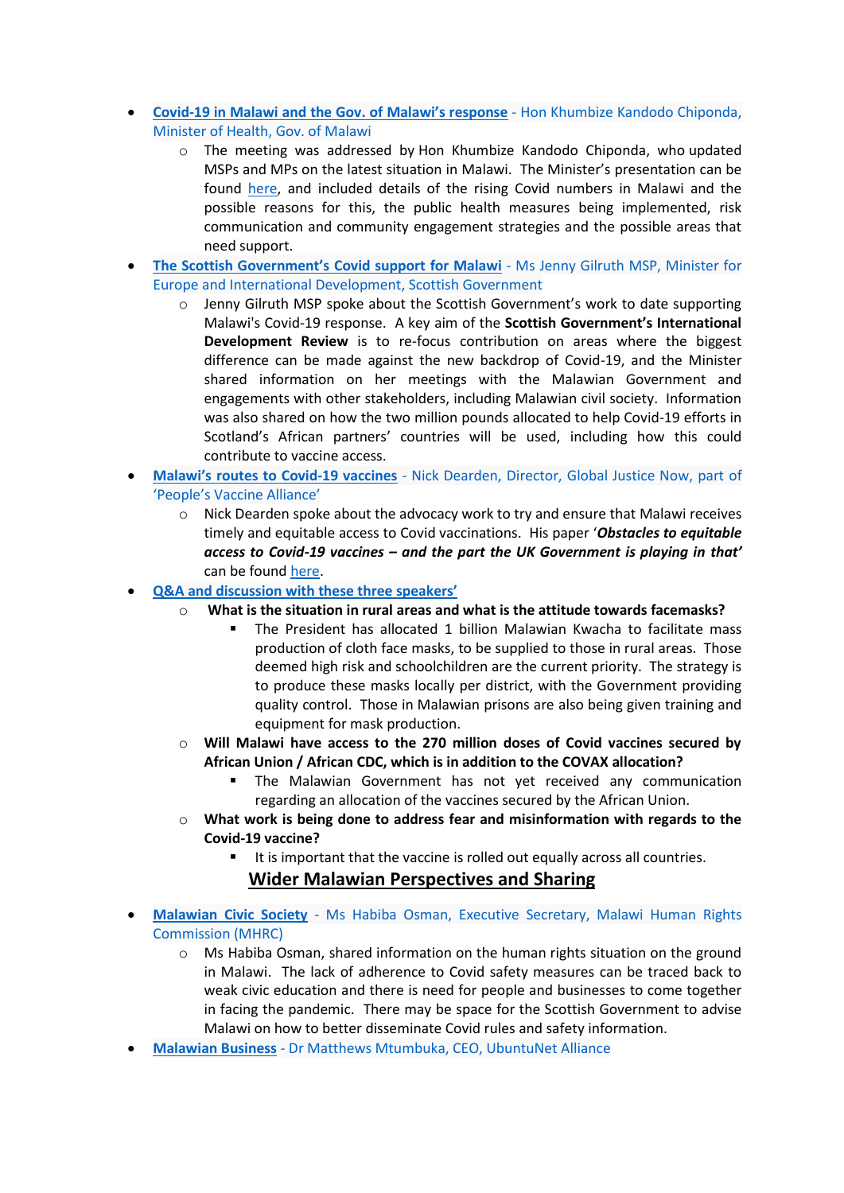- **[Covid-19 in Malawi and the Gov. of Malawi's response](#)** - Hon Khumbize Kandodo Chiponda, Minister of Health, Gov. of Malawi
    - The meeting was addressed by Hon Khumbize Kandodo Chiponda, who updated MSPs and MPs on the latest situation in Malawi. The Minister's presentation can be found [here](#), and included details of the rising Covid numbers in Malawi and the possible reasons for this, the public health measures being implemented, risk communication and community engagement strategies and the possible areas that need support.
- **[The Scottish Government's Covid support for Malawi](#)** - Ms Jenny Gilruth MSP, Minister for Europe and International Development, Scottish Government
    - Jenny Gilruth MSP spoke about the Scottish Government's work to date supporting Malawi's Covid-19 response. A key aim of the **Scottish Government's International Development Review** is to re-focus contribution on areas where the biggest difference can be made against the new backdrop of Covid-19, and the Minister shared information on her meetings with the Malawian Government and engagements with other stakeholders, including Malawian civil society. Information was also shared on how the two million pounds allocated to help Covid-19 efforts in Scotland's African partners' countries will be used, including how this could contribute to vaccine access.
- **[Malawi's routes to Covid-19 vaccines](#)** - Nick Dearden, Director, Global Justice Now, part of 'People's Vaccine Alliance'
    - Nick Dearden spoke about the advocacy work to try and ensure that Malawi receives timely and equitable access to Covid vaccinations. His paper '***Obstacles to equitable access to Covid-19 vaccines – and the part the UK Government is playing in that'*** can be found [here](#).
- **[Q&A and discussion with these three speakers'](#)**
    - **What is the situation in rural areas and what is the attitude towards facemasks?**
        - The President has allocated 1 billion Malawian Kwacha to facilitate mass production of cloth face masks, to be supplied to those in rural areas. Those deemed high risk and schoolchildren are the current priority. The strategy is to produce these masks locally per district, with the Government providing quality control. Those in Malawian prisons are also being given training and equipment for mask production.
    - **Will Malawi have access to the 270 million doses of Covid vaccines secured by African Union / African CDC, which is in addition to the COVAX allocation?**
        - The Malawian Government has not yet received any communication regarding an allocation of the vaccines secured by the African Union.
    - **What work is being done to address fear and misinformation with regards to the Covid-19 vaccine?**
        - It is important that the vaccine is rolled out equally across all countries.

## Wider Malawian Perspectives and Sharing

- **[Malawian Civic Society](#)** - Ms Habiba Osman, Executive Secretary, Malawi Human Rights Commission (MHRC)
    - Ms Habiba Osman, shared information on the human rights situation on the ground in Malawi. The lack of adherence to Covid safety measures can be traced back to weak civic education and there is need for people and businesses to come together in facing the pandemic. There may be space for the Scottish Government to advise Malawi on how to better disseminate Covid rules and safety information.
- **[Malawian Business](#)** - Dr Matthews Mtumbuka, CEO, UbuntuNet Alliance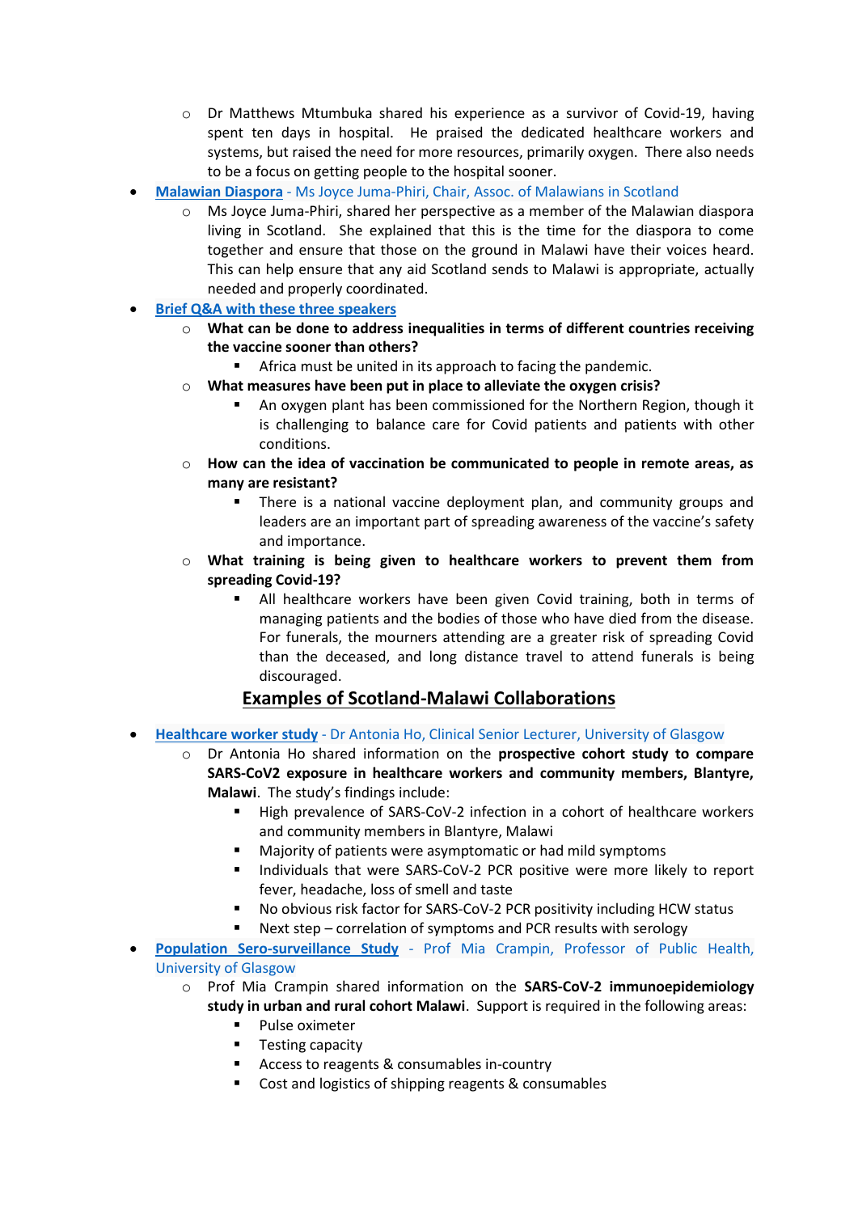- Dr Matthews Mtumbuka shared his experience as a survivor of Covid-19, having spent ten days in hospital. He praised the dedicated healthcare workers and systems, but raised the need for more resources, primarily oxygen. There also needs to be a focus on getting people to the hospital sooner.
- **Malawian Diaspora** - Ms Joyce Juma-Phiri, Chair, Assoc. of Malawians in Scotland
  - Ms Joyce Juma-Phiri, shared her perspective as a member of the Malawian diaspora living in Scotland. She explained that this is the time for the diaspora to come together and ensure that those on the ground in Malawi have their voices heard. This can help ensure that any aid Scotland sends to Malawi is appropriate, actually needed and properly coordinated.
- **Brief Q&A with these three speakers**
  - **What can be done to address inequalities in terms of different countries receiving the vaccine sooner than others?**
    - Africa must be united in its approach to facing the pandemic.
  - **What measures have been put in place to alleviate the oxygen crisis?**
    - An oxygen plant has been commissioned for the Northern Region, though it is challenging to balance care for Covid patients and patients with other conditions.
  - **How can the idea of vaccination be communicated to people in remote areas, as many are resistant?**
    - There is a national vaccine deployment plan, and community groups and leaders are an important part of spreading awareness of the vaccine's safety and importance.
  - **What training is being given to healthcare workers to prevent them from spreading Covid-19?**
    - All healthcare workers have been given Covid training, both in terms of managing patients and the bodies of those who have died from the disease. For funerals, the mourners attending are a greater risk of spreading Covid than the deceased, and long distance travel to attend funerals is being discouraged.

## Examples of Scotland-Malawi Collaborations

- **Healthcare worker study** - Dr Antonia Ho, Clinical Senior Lecturer, University of Glasgow
  - Dr Antonia Ho shared information on the **prospective cohort study to compare SARS-CoV2 exposure in healthcare workers and community members, Blantyre, Malawi**. The study's findings include:
    - High prevalence of SARS-CoV-2 infection in a cohort of healthcare workers and community members in Blantyre, Malawi
    - Majority of patients were asymptomatic or had mild symptoms
    - Individuals that were SARS-CoV-2 PCR positive were more likely to report fever, headache, loss of smell and taste
    - No obvious risk factor for SARS-CoV-2 PCR positivity including HCW status
    - Next step – correlation of symptoms and PCR results with serology
- **Population Sero-surveillance Study** - Prof Mia Crampin, Professor of Public Health, University of Glasgow
  - Prof Mia Crampin shared information on the **SARS-CoV-2 immunoepidemiology study in urban and rural cohort Malawi**. Support is required in the following areas:
    - Pulse oximeter
    - Testing capacity
    - Access to reagents & consumables in-country
    - Cost and logistics of shipping reagents & consumables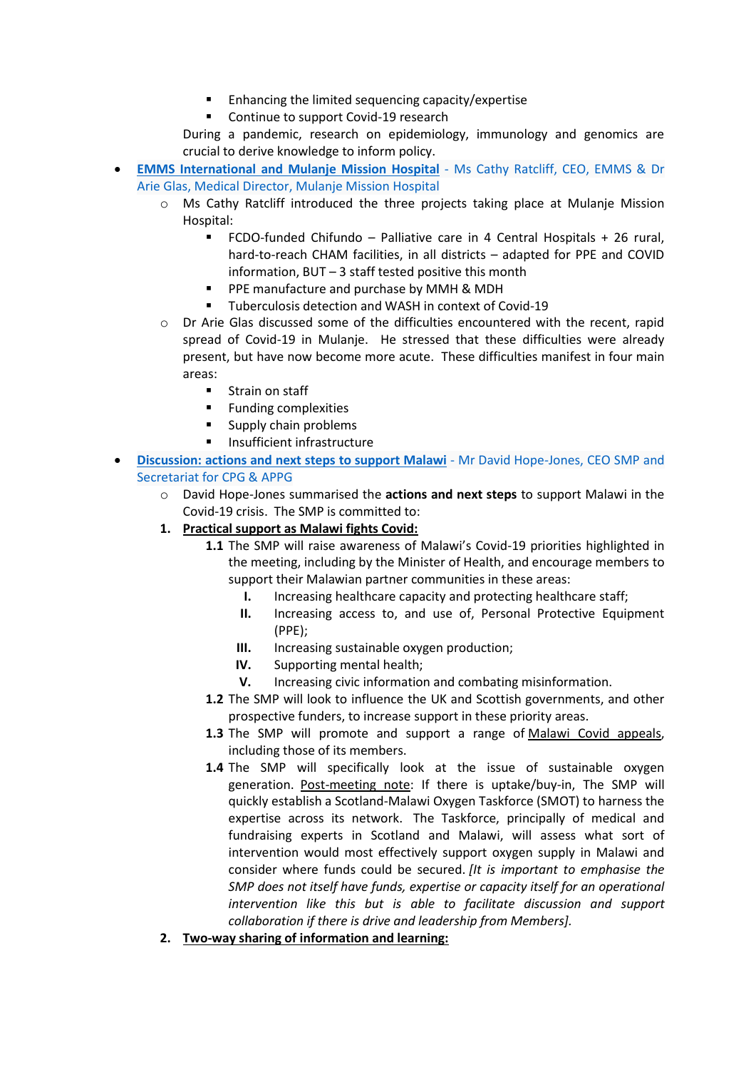- Enhancing the limited sequencing capacity/expertise
        - Continue to support Covid-19 research

    During a pandemic, research on epidemiology, immunology and genomics are crucial to derive knowledge to inform policy.

- **EMMS International and Mulanje Mission Hospital** - Ms Cathy Ratcliff, CEO, EMMS & Dr Arie Glas, Medical Director, Mulanje Mission Hospital
    - Ms Cathy Ratcliff introduced the three projects taking place at Mulanje Mission Hospital:
        - FCDO-funded Chifundo – Palliative care in 4 Central Hospitals + 26 rural, hard-to-reach CHAM facilities, in all districts – adapted for PPE and COVID information, BUT – 3 staff tested positive this month
        - PPE manufacture and purchase by MMH & MDH
        - Tuberculosis detection and WASH in context of Covid-19
    - Dr Arie Glas discussed some of the difficulties encountered with the recent, rapid spread of Covid-19 in Mulanje. He stressed that these difficulties were already present, but have now become more acute. These difficulties manifest in four main areas:
        - Strain on staff
        - Funding complexities
        - Supply chain problems
        - Insufficient infrastructure
- **Discussion: actions and next steps to support Malawi** - Mr David Hope-Jones, CEO SMP and Secretariat for CPG & APPG
    - David Hope-Jones summarised the **actions and next steps** to support Malawi in the Covid-19 crisis. The SMP is committed to:

1. **Practical support as Malawi fights Covid:**

    **1.1** The SMP will raise awareness of Malawi's Covid-19 priorities highlighted in the meeting, including by the Minister of Health, and encourage members to support their Malawian partner communities in these areas:

    - **I.** Increasing healthcare capacity and protecting healthcare staff;
    - **II.** Increasing access to, and use of, Personal Protective Equipment (PPE);
    - **III.** Increasing sustainable oxygen production;
    - **IV.** Supporting mental health;
    - **V.** Increasing civic information and combating misinformation.

    **1.2** The SMP will look to influence the UK and Scottish governments, and other prospective funders, to increase support in these priority areas.

    **1.3** The SMP will promote and support a range of Malawi Covid appeals, including those of its members.

    **1.4** The SMP will specifically look at the issue of sustainable oxygen generation. Post-meeting note: If there is uptake/buy-in, The SMP will quickly establish a Scotland-Malawi Oxygen Taskforce (SMOT) to harness the expertise across its network. The Taskforce, principally of medical and fundraising experts in Scotland and Malawi, will assess what sort of intervention would most effectively support oxygen supply in Malawi and consider where funds could be secured. *[It is important to emphasise the SMP does not itself have funds, expertise or capacity itself for an operational intervention like this but is able to facilitate discussion and support collaboration if there is drive and leadership from Members].*

2. **Two-way sharing of information and learning:**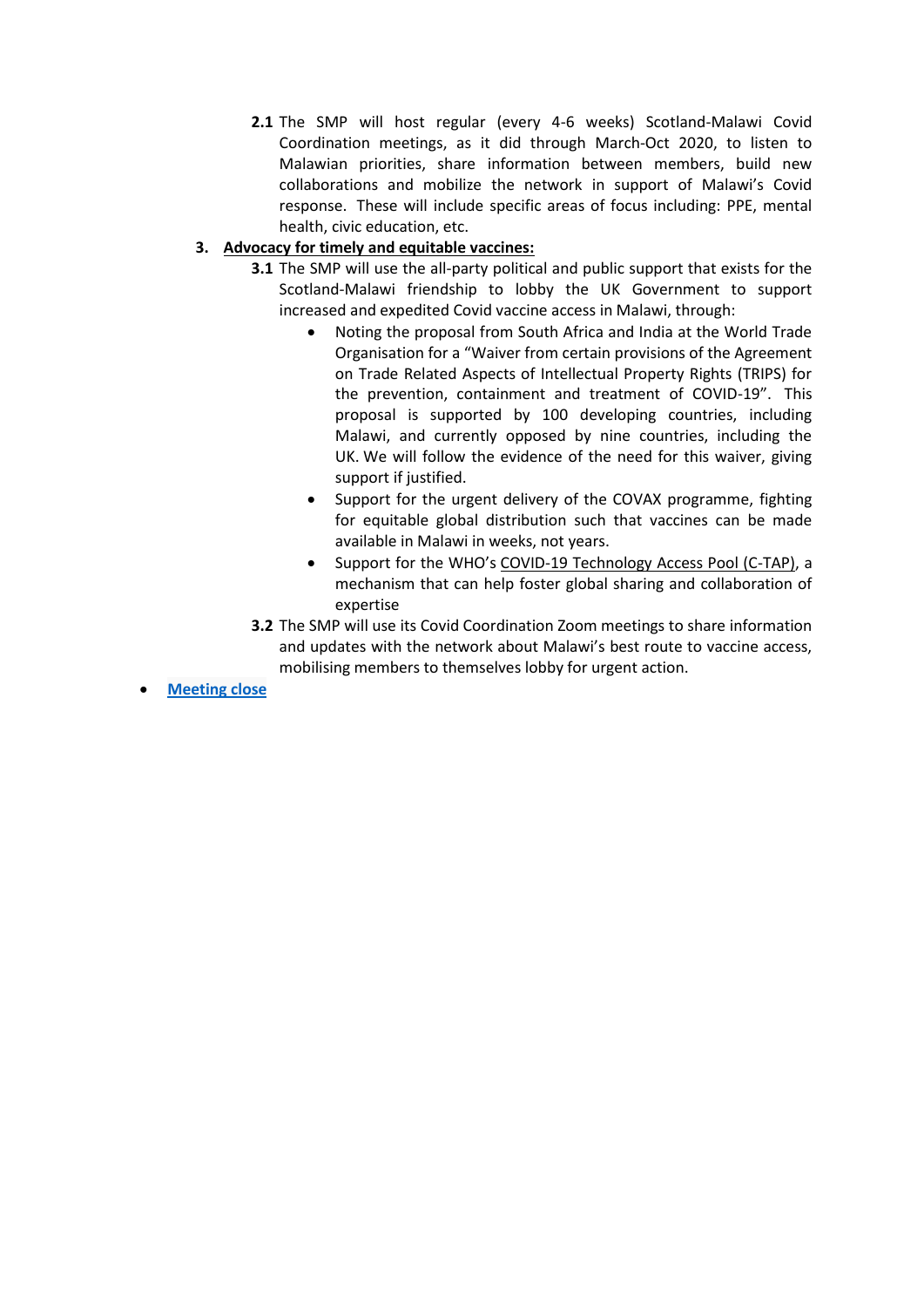**2.1** The SMP will host regular (every 4-6 weeks) Scotland-Malawi Covid Coordination meetings, as it did through March-Oct 2020, to listen to Malawian priorities, share information between members, build new collaborations and mobilize the network in support of Malawi's Covid response. These will include specific areas of focus including: PPE, mental health, civic education, etc.

3. **Advocacy for timely and equitable vaccines:**

**3.1** The SMP will use the all-party political and public support that exists for the Scotland-Malawi friendship to lobby the UK Government to support increased and expedited Covid vaccine access in Malawi, through:

- Noting the proposal from South Africa and India at the World Trade Organisation for a "Waiver from certain provisions of the Agreement on Trade Related Aspects of Intellectual Property Rights (TRIPS) for the prevention, containment and treatment of COVID-19". This proposal is supported by 100 developing countries, including Malawi, and currently opposed by nine countries, including the UK. We will follow the evidence of the need for this waiver, giving support if justified.
- Support for the urgent delivery of the COVAX programme, fighting for equitable global distribution such that vaccines can be made available in Malawi in weeks, not years.
- Support for the WHO's COVID-19 Technology Access Pool (C-TAP), a mechanism that can help foster global sharing and collaboration of expertise

**3.2** The SMP will use its Covid Coordination Zoom meetings to share information and updates with the network about Malawi's best route to vaccine access, mobilising members to themselves lobby for urgent action.

- **Meeting close**